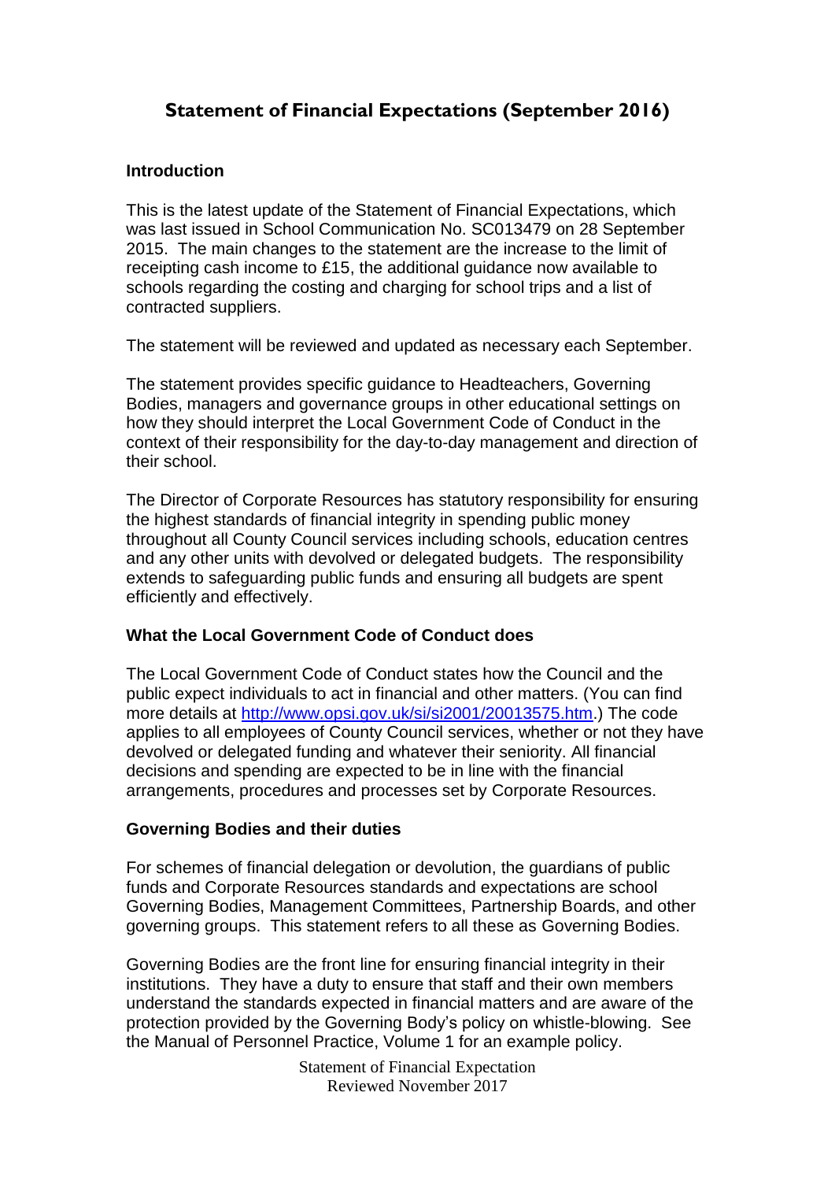# Statement of Financial Expectations (September 2016)

## Introduction

This is the latest update of the Statement of Financial Expectations, which was last issued in School Communication No. SC013479 on 28 September 2015. The main changes to the statement are the increase to the limit of receipting cash income to £15, the additional guidance now available to schools regarding the costing and charging for school trips and a list of contracted suppliers.

The statement will be reviewed and updated as necessary each September.

The statement provides specific guidance to Headteachers, Governing Bodies, managers and governance groups in other educational settings on how they should interpret the Local Government Code of Conduct in the context of their responsibility for the day-to-day management and direction of their school.

The Director of Corporate Resources has statutory responsibility for ensuring the highest standards of financial integrity in spending public money throughout all County Council services including schools, education centres and any other units with devolved or delegated budgets. The responsibility extends to safeguarding public funds and ensuring all budgets are spent efficiently and effectively.

## What the Local Government Code of Conduct does

The Local Government Code of Conduct states how the Council and the public expect individuals to act in financial and other matters. (You can find more details at http://www.opsi.gov.uk/si/si2001/20013575.htm.) The code applies to all employees of County Council services, whether or not they have devolved or delegated funding and whatever their seniority. All financial decisions and spending are expected to be in line with the financial arrangements, procedures and processes set by Corporate Resources.

## Governing Bodies and their duties

For schemes of financial delegation or devolution, the guardians of public funds and Corporate Resources standards and expectations are school Governing Bodies, Management Committees, Partnership Boards, and other governing groups. This statement refers to all these as Governing Bodies.

Governing Bodies are the front line for ensuring financial integrity in their institutions. They have a duty to ensure that staff and their own members understand the standards expected in financial matters and are aware of the protection provided by the Governing Body's policy on whistle-blowing. See the Manual of Personnel Practice, Volume 1 for an example policy.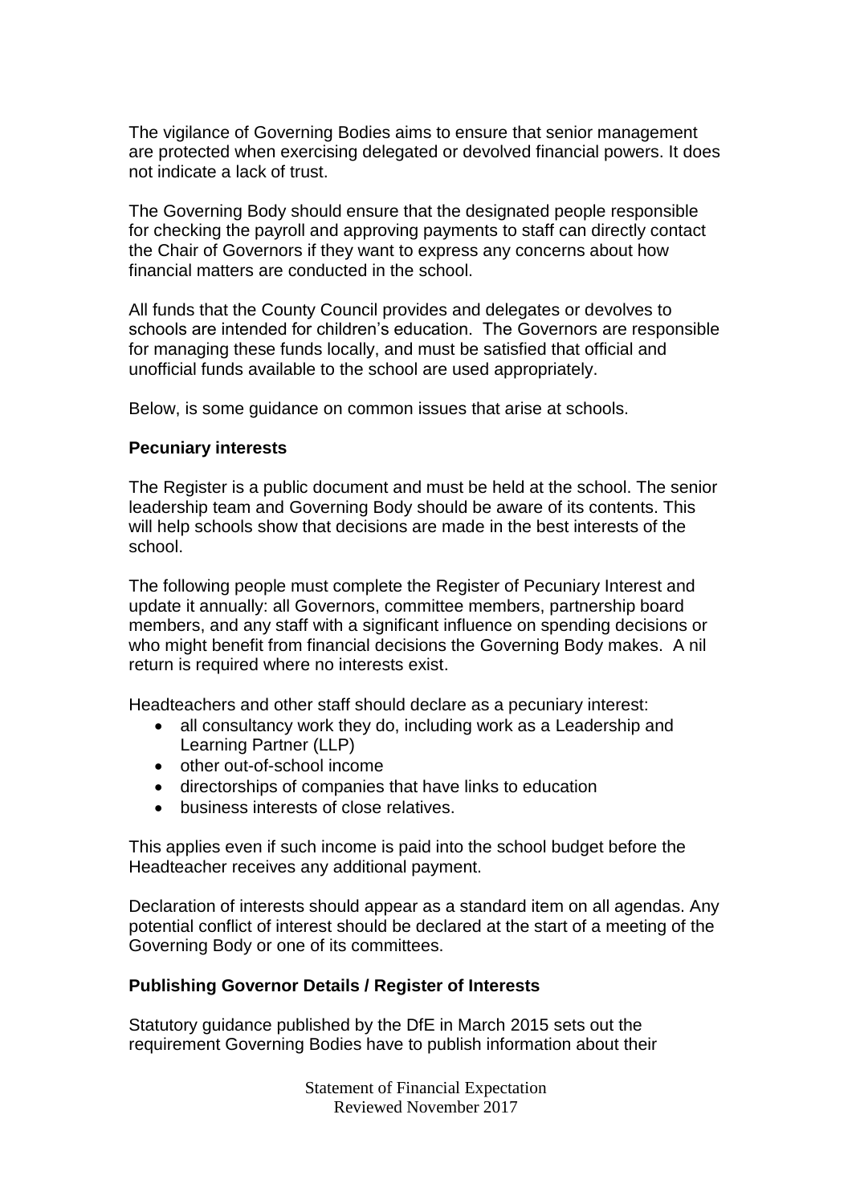The vigilance of Governing Bodies aims to ensure that senior management are protected when exercising delegated or devolved financial powers. It does not indicate a lack of trust.

The Governing Body should ensure that the designated people responsible for checking the payroll and approving payments to staff can directly contact the Chair of Governors if they want to express any concerns about how financial matters are conducted in the school.

All funds that the County Council provides and delegates or devolves to schools are intended for children's education. The Governors are responsible for managing these funds locally, and must be satisfied that official and unofficial funds available to the school are used appropriately.

Below, is some guidance on common issues that arise at schools.

**Pecuniary interests**

The Register is a public document and must be held at the school. The senior leadership team and Governing Body should be aware of its contents. This will help schools show that decisions are made in the best interests of the school.

The following people must complete the Register of Pecuniary Interest and update it annually: all Governors, committee members, partnership board members, and any staff with a significant influence on spending decisions or who might benefit from financial decisions the Governing Body makes. A nil return is required where no interests exist.

Headteachers and other staff should declare as a pecuniary interest:

- all consultancy work they do, including work as a Leadership and Learning Partner (LLP)
- other out-of-school income
- directorships of companies that have links to education
- business interests of close relatives.

This applies even if such income is paid into the school budget before the Headteacher receives any additional payment.

Declaration of interests should appear as a standard item on all agendas. Any potential conflict of interest should be declared at the start of a meeting of the Governing Body or one of its committees.

**Publishing Governor Details / Register of Interests**

Statutory guidance published by the DfE in March 2015 sets out the requirement Governing Bodies have to publish information about their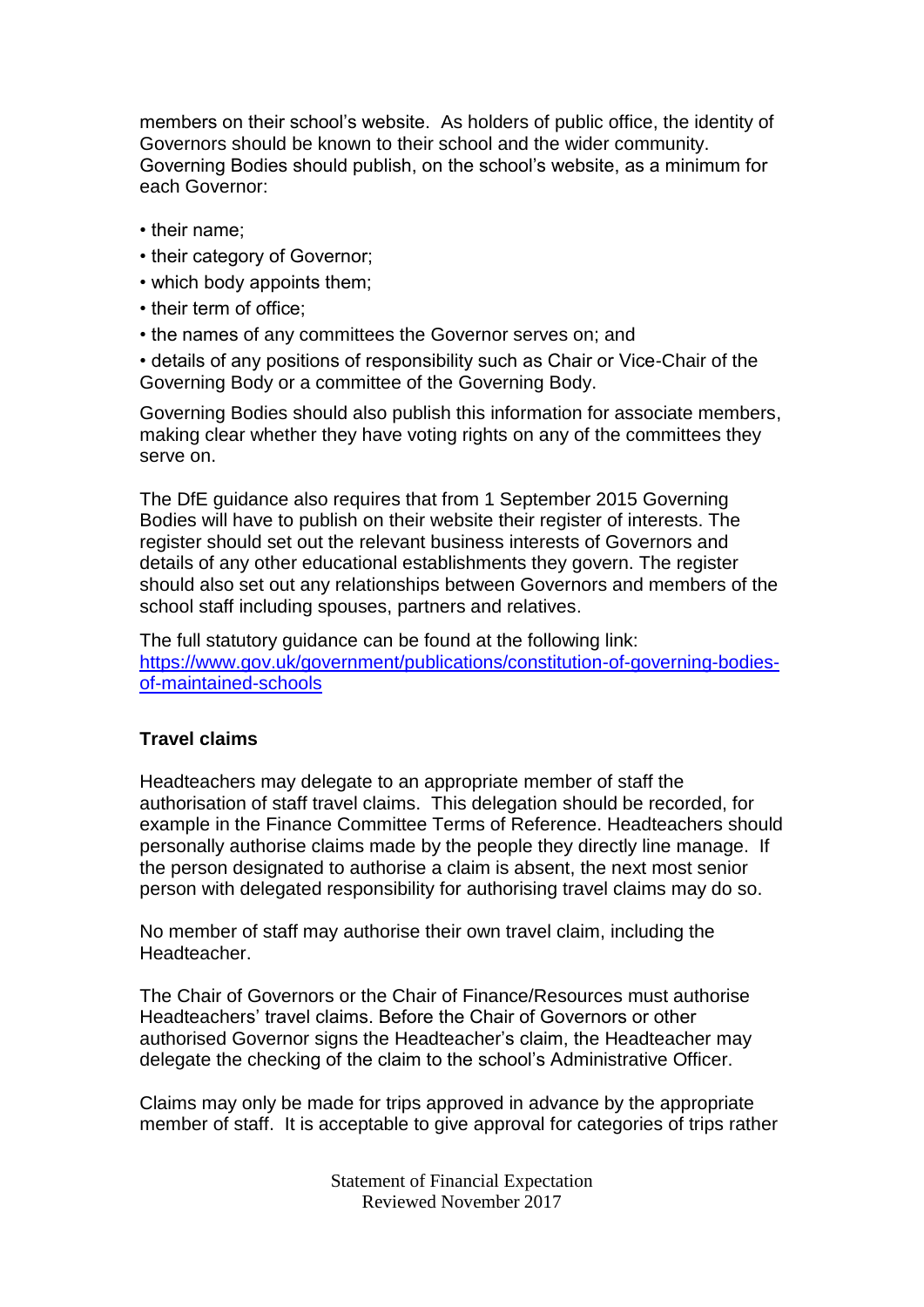members on their school's website. As holders of public office, the identity of Governors should be known to their school and the wider community. Governing Bodies should publish, on the school's website, as a minimum for each Governor:

- their name;
- their category of Governor;
- which body appoints them;
- their term of office;
- the names of any committees the Governor serves on; and
- details of any positions of responsibility such as Chair or Vice-Chair of the Governing Body or a committee of the Governing Body.

Governing Bodies should also publish this information for associate members, making clear whether they have voting rights on any of the committees they serve on.

The DfE guidance also requires that from 1 September 2015 Governing Bodies will have to publish on their website their register of interests. The register should set out the relevant business interests of Governors and details of any other educational establishments they govern. The register should also set out any relationships between Governors and members of the school staff including spouses, partners and relatives.

The full statutory guidance can be found at the following link:
[https://www.gov.uk/government/publications/constitution-of-governing-bodies-of-maintained-schools](https://www.gov.uk/government/publications/constitution-of-governing-bodies-of-maintained-schools)

**Travel claims**

Headteachers may delegate to an appropriate member of staff the authorisation of staff travel claims. This delegation should be recorded, for example in the Finance Committee Terms of Reference. Headteachers should personally authorise claims made by the people they directly line manage. If the person designated to authorise a claim is absent, the next most senior person with delegated responsibility for authorising travel claims may do so.

No member of staff may authorise their own travel claim, including the Headteacher.

The Chair of Governors or the Chair of Finance/Resources must authorise Headteachers' travel claims. Before the Chair of Governors or other authorised Governor signs the Headteacher's claim, the Headteacher may delegate the checking of the claim to the school's Administrative Officer.

Claims may only be made for trips approved in advance by the appropriate member of staff. It is acceptable to give approval for categories of trips rather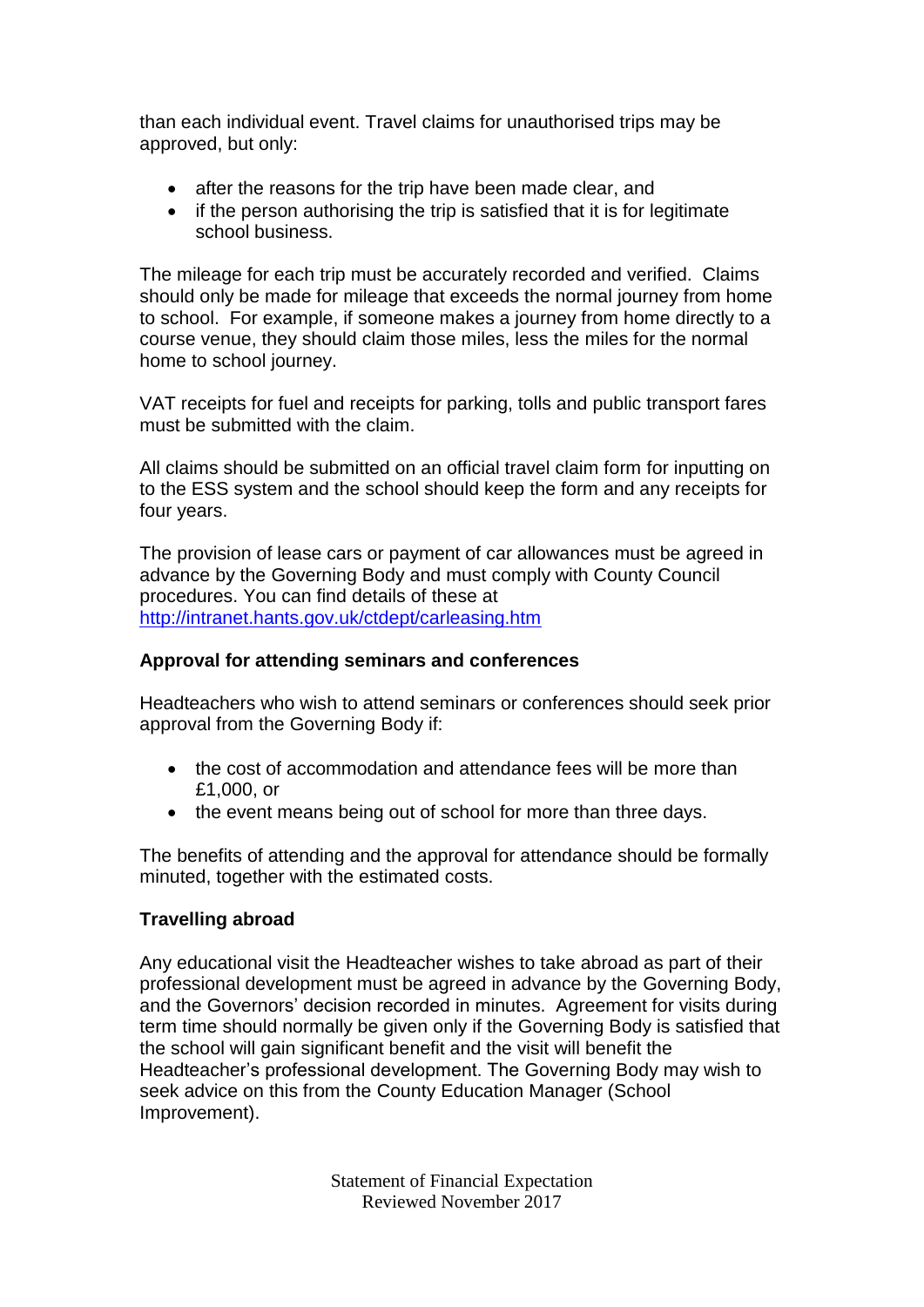than each individual event. Travel claims for unauthorised trips may be approved, but only:

- after the reasons for the trip have been made clear, and
- if the person authorising the trip is satisfied that it is for legitimate school business.

The mileage for each trip must be accurately recorded and verified. Claims should only be made for mileage that exceeds the normal journey from home to school. For example, if someone makes a journey from home directly to a course venue, they should claim those miles, less the miles for the normal home to school journey.

VAT receipts for fuel and receipts for parking, tolls and public transport fares must be submitted with the claim.

All claims should be submitted on an official travel claim form for inputting on to the ESS system and the school should keep the form and any receipts for four years.

The provision of lease cars or payment of car allowances must be agreed in advance by the Governing Body and must comply with County Council procedures. You can find details of these at [http://intranet.hants.gov.uk/ctdept/carleasing.htm](http://intranet.hants.gov.uk/ctdept/carleasing.htm)

**Approval for attending seminars and conferences**

Headteachers who wish to attend seminars or conferences should seek prior approval from the Governing Body if:

- the cost of accommodation and attendance fees will be more than £1,000, or
- the event means being out of school for more than three days.

The benefits of attending and the approval for attendance should be formally minuted, together with the estimated costs.

**Travelling abroad**

Any educational visit the Headteacher wishes to take abroad as part of their professional development must be agreed in advance by the Governing Body, and the Governors' decision recorded in minutes. Agreement for visits during term time should normally be given only if the Governing Body is satisfied that the school will gain significant benefit and the visit will benefit the Headteacher's professional development. The Governing Body may wish to seek advice on this from the County Education Manager (School Improvement).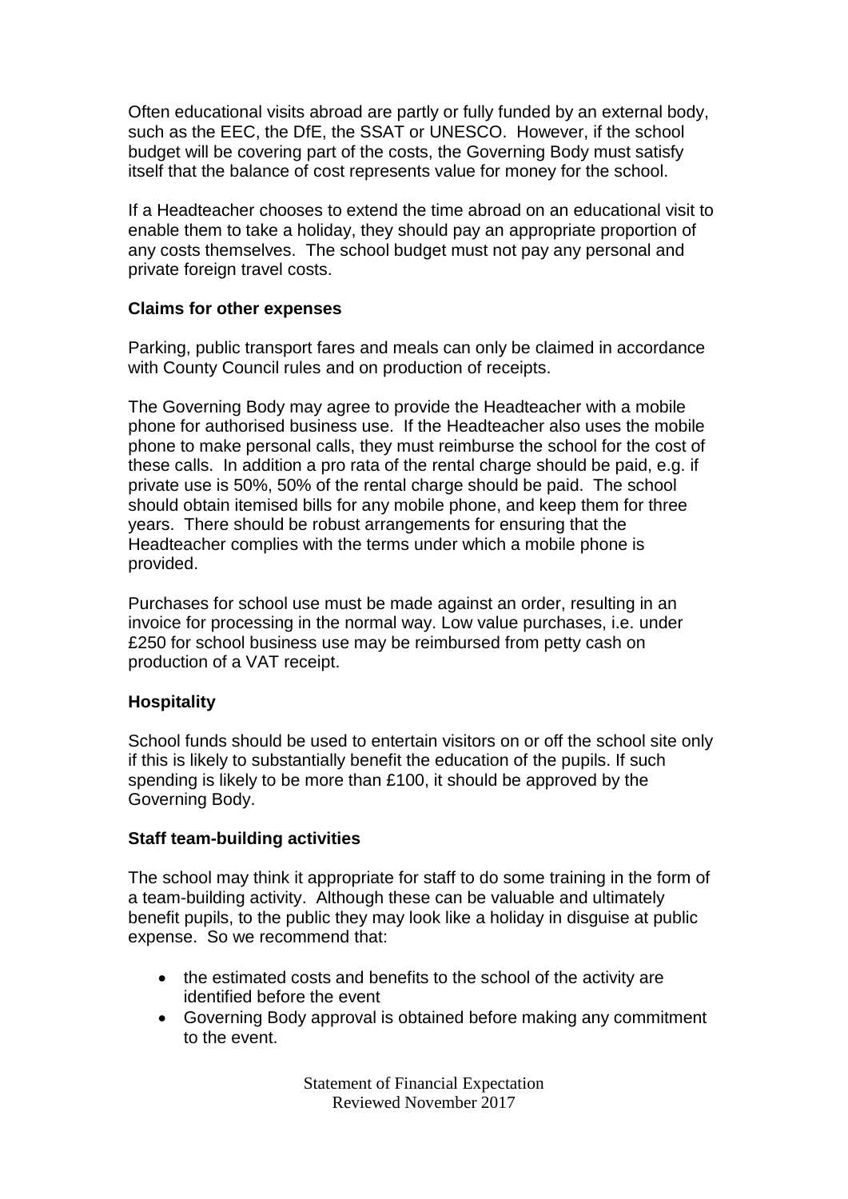Often educational visits abroad are partly or fully funded by an external body, such as the EEC, the DfE, the SSAT or UNESCO. However, if the school budget will be covering part of the costs, the Governing Body must satisfy itself that the balance of cost represents value for money for the school.

If a Headteacher chooses to extend the time abroad on an educational visit to enable them to take a holiday, they should pay an appropriate proportion of any costs themselves. The school budget must not pay any personal and private foreign travel costs.

**Claims for other expenses**

Parking, public transport fares and meals can only be claimed in accordance with County Council rules and on production of receipts.

The Governing Body may agree to provide the Headteacher with a mobile phone for authorised business use. If the Headteacher also uses the mobile phone to make personal calls, they must reimburse the school for the cost of these calls. In addition a pro rata of the rental charge should be paid, e.g. if private use is 50%, 50% of the rental charge should be paid. The school should obtain itemised bills for any mobile phone, and keep them for three years. There should be robust arrangements for ensuring that the Headteacher complies with the terms under which a mobile phone is provided.

Purchases for school use must be made against an order, resulting in an invoice for processing in the normal way. Low value purchases, i.e. under £250 for school business use may be reimbursed from petty cash on production of a VAT receipt.

**Hospitality**

School funds should be used to entertain visitors on or off the school site only if this is likely to substantially benefit the education of the pupils. If such spending is likely to be more than £100, it should be approved by the Governing Body.

**Staff team-building activities**

The school may think it appropriate for staff to do some training in the form of a team-building activity. Although these can be valuable and ultimately benefit pupils, to the public they may look like a holiday in disguise at public expense. So we recommend that:

- the estimated costs and benefits to the school of the activity are identified before the event
- Governing Body approval is obtained before making any commitment to the event.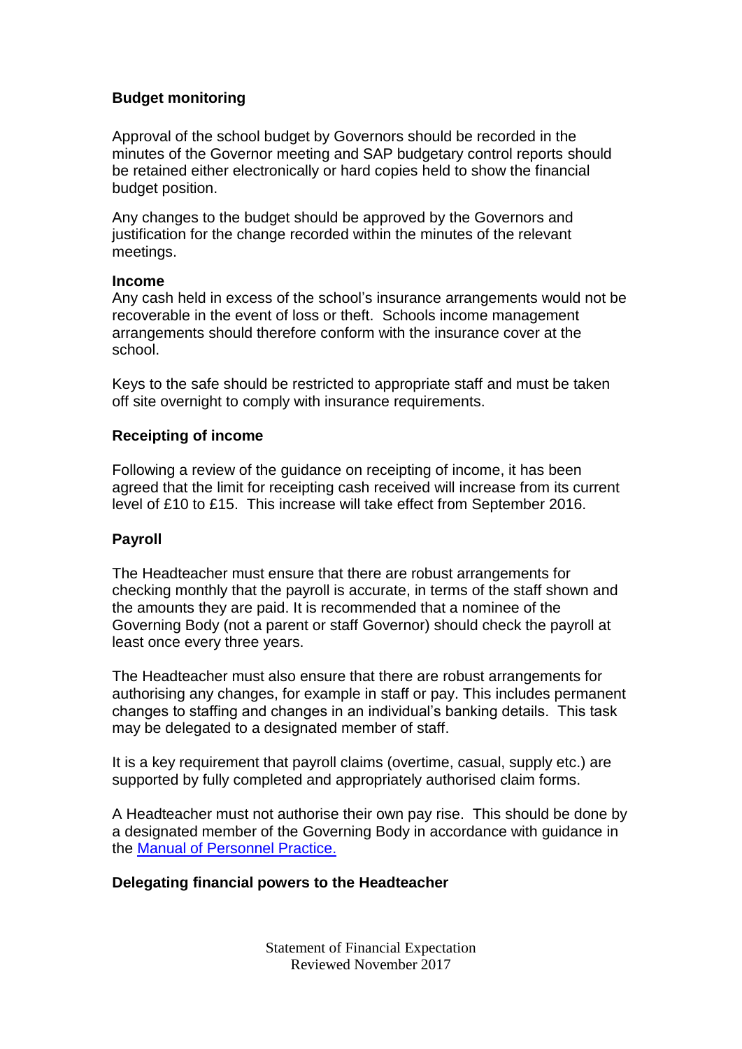**Budget monitoring**

Approval of the school budget by Governors should be recorded in the minutes of the Governor meeting and SAP budgetary control reports should be retained either electronically or hard copies held to show the financial budget position.

Any changes to the budget should be approved by the Governors and justification for the change recorded within the minutes of the relevant meetings.

**Income**

Any cash held in excess of the school's insurance arrangements would not be recoverable in the event of loss or theft. Schools income management arrangements should therefore conform with the insurance cover at the school.

Keys to the safe should be restricted to appropriate staff and must be taken off site overnight to comply with insurance requirements.

**Receipting of income**

Following a review of the guidance on receipting of income, it has been agreed that the limit for receipting cash received will increase from its current level of £10 to £15. This increase will take effect from September 2016.

**Payroll**

The Headteacher must ensure that there are robust arrangements for checking monthly that the payroll is accurate, in terms of the staff shown and the amounts they are paid. It is recommended that a nominee of the Governing Body (not a parent or staff Governor) should check the payroll at least once every three years.

The Headteacher must also ensure that there are robust arrangements for authorising any changes, for example in staff or pay. This includes permanent changes to staffing and changes in an individual's banking details. This task may be delegated to a designated member of staff.

It is a key requirement that payroll claims (overtime, casual, supply etc.) are supported by fully completed and appropriately authorised claim forms.

A Headteacher must not authorise their own pay rise. This should be done by a designated member of the Governing Body in accordance with guidance in the Manual of Personnel Practice.

**Delegating financial powers to the Headteacher**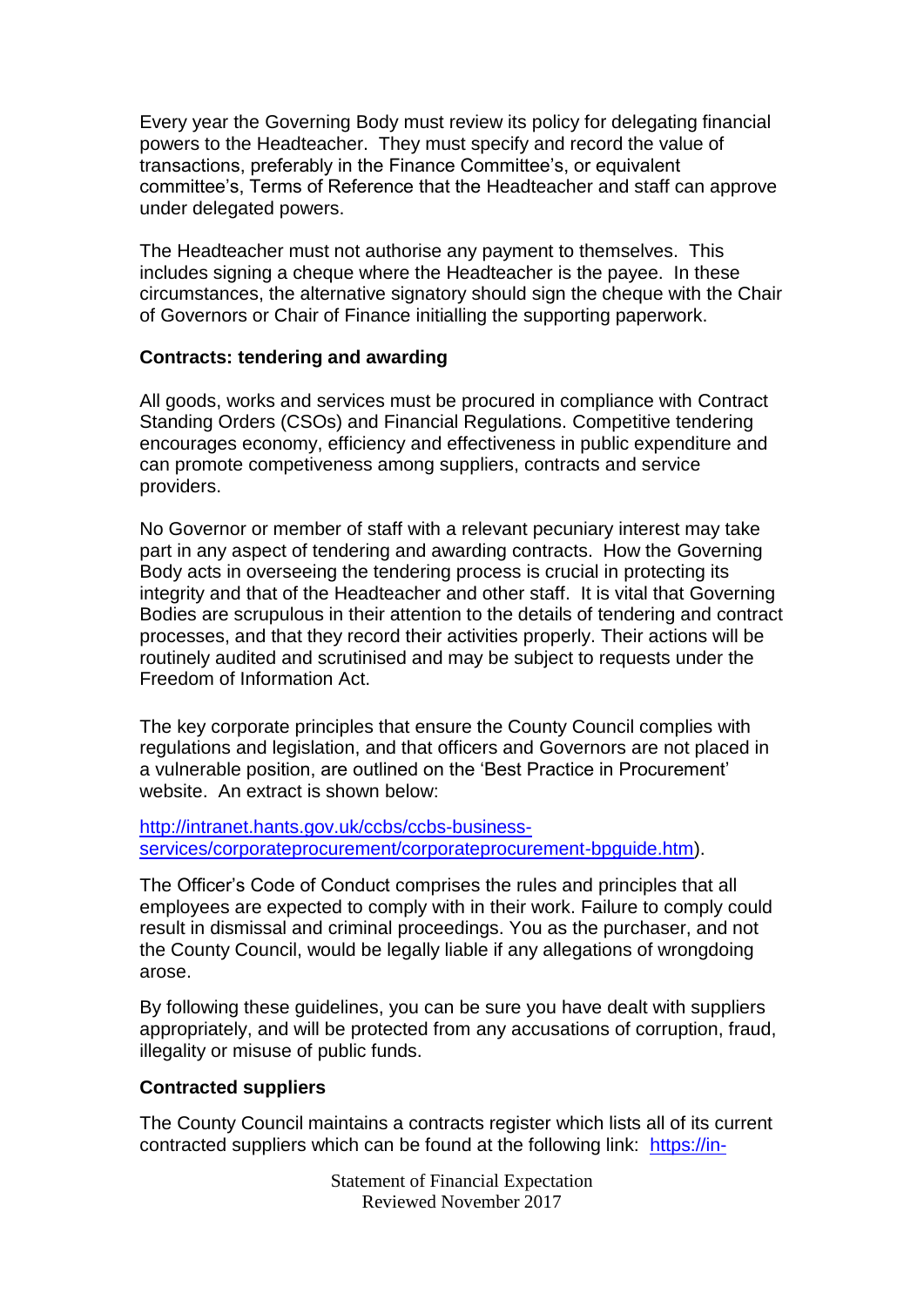Every year the Governing Body must review its policy for delegating financial powers to the Headteacher. They must specify and record the value of transactions, preferably in the Finance Committee's, or equivalent committee's, Terms of Reference that the Headteacher and staff can approve under delegated powers.

The Headteacher must not authorise any payment to themselves. This includes signing a cheque where the Headteacher is the payee. In these circumstances, the alternative signatory should sign the cheque with the Chair of Governors or Chair of Finance initialling the supporting paperwork.

**Contracts: tendering and awarding**

All goods, works and services must be procured in compliance with Contract Standing Orders (CSOs) and Financial Regulations. Competitive tendering encourages economy, efficiency and effectiveness in public expenditure and can promote competiveness among suppliers, contracts and service providers.

No Governor or member of staff with a relevant pecuniary interest may take part in any aspect of tendering and awarding contracts. How the Governing Body acts in overseeing the tendering process is crucial in protecting its integrity and that of the Headteacher and other staff. It is vital that Governing Bodies are scrupulous in their attention to the details of tendering and contract processes, and that they record their activities properly. Their actions will be routinely audited and scrutinised and may be subject to requests under the Freedom of Information Act.

The key corporate principles that ensure the County Council complies with regulations and legislation, and that officers and Governors are not placed in a vulnerable position, are outlined on the 'Best Practice in Procurement' website. An extract is shown below:

http://intranet.hants.gov.uk/ccbs/ccbs-business-services/corporateprocurement/corporateprocurement-bpguide.htm).

The Officer's Code of Conduct comprises the rules and principles that all employees are expected to comply with in their work. Failure to comply could result in dismissal and criminal proceedings. You as the purchaser, and not the County Council, would be legally liable if any allegations of wrongdoing arose.

By following these guidelines, you can be sure you have dealt with suppliers appropriately, and will be protected from any accusations of corruption, fraud, illegality or misuse of public funds.

**Contracted suppliers**

The County Council maintains a contracts register which lists all of its current contracted suppliers which can be found at the following link: https://in-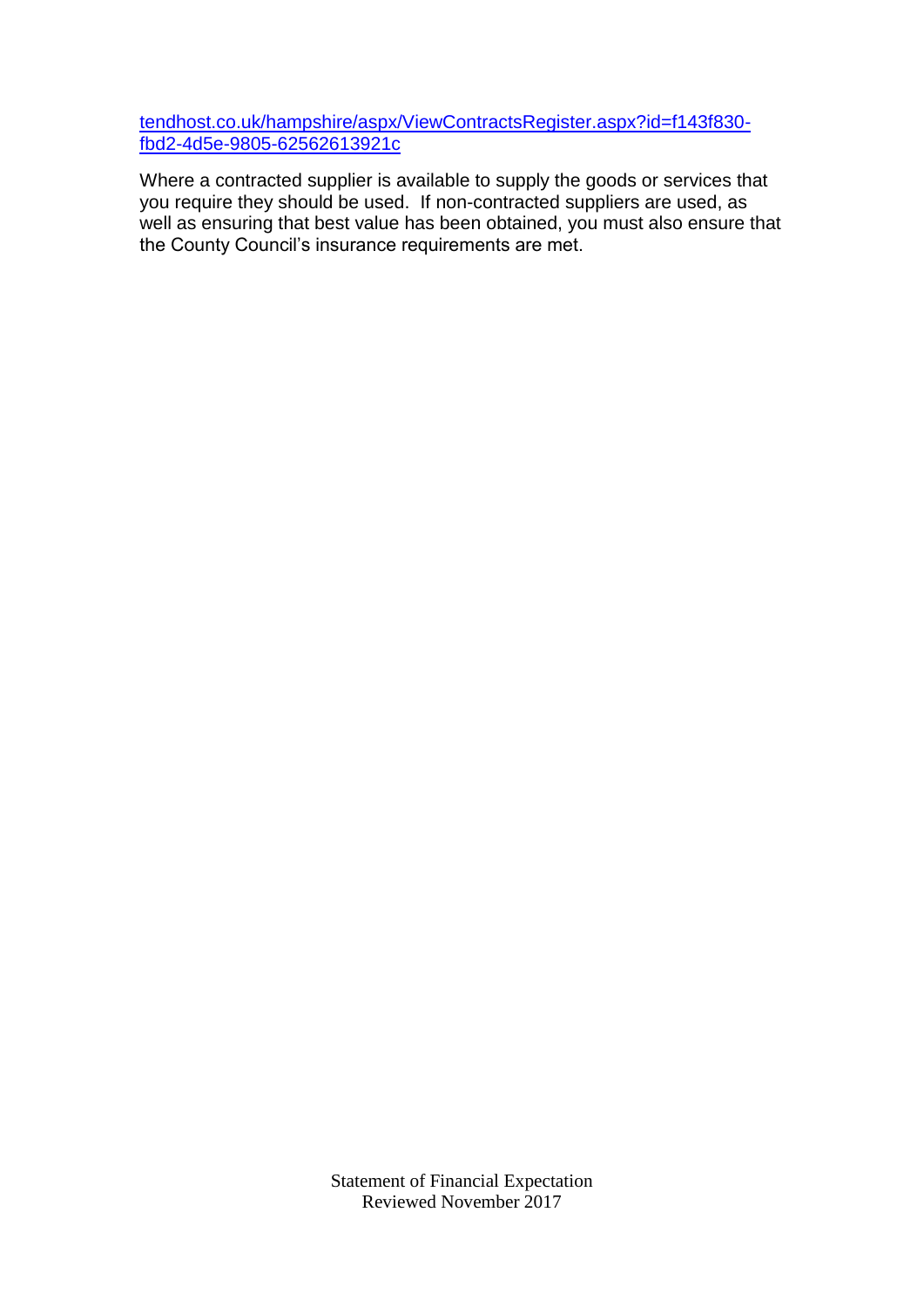[tendhost.co.uk/hampshire/aspx/ViewContractsRegister.aspx?id=f143f830-fbd2-4d5e-9805-62562613921c](tendhost.co.uk/hampshire/aspx/ViewContractsRegister.aspx?id=f143f830-fbd2-4d5e-9805-62562613921c)

Where a contracted supplier is available to supply the goods or services that you require they should be used. If non-contracted suppliers are used, as well as ensuring that best value has been obtained, you must also ensure that the County Council's insurance requirements are met.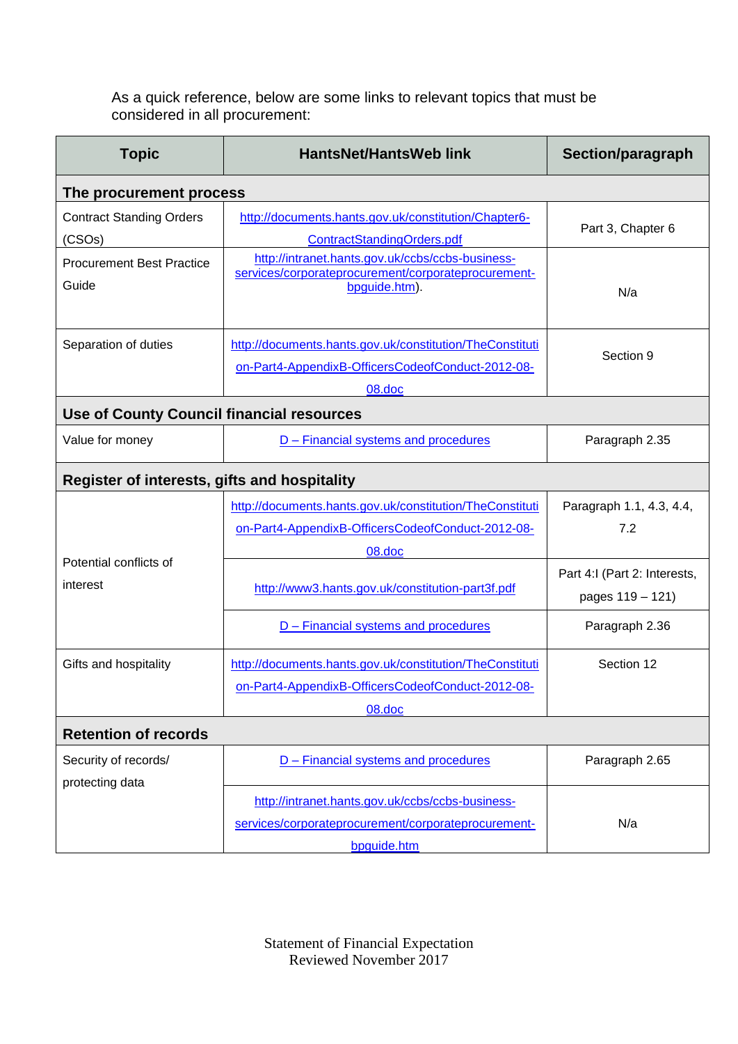As a quick reference, below are some links to relevant topics that must be considered in all procurement:

| Topic | HantsNet/HantsWeb link | Section/paragraph |
|---|---|---|
| **The procurement process** | | |
| Contract Standing Orders (CSOs) | http://documents.hants.gov.uk/constitution/Chapter6-ContractStandingOrders.pdf | Part 3, Chapter 6 |
| Procurement Best Practice Guide | http://intranet.hants.gov.uk/ccbs/ccbs-business-services/corporateprocurement/corporateprocurement-bpguide.htm). | N/a |
| Separation of duties | http://documents.hants.gov.uk/constitution/TheConstitution-Part4-AppendixB-OfficersCodeofConduct-2012-08-08.doc | Section 9 |
| **Use of County Council financial resources** | | |
| Value for money | D – Financial systems and procedures | Paragraph 2.35 |
| **Register of interests, gifts and hospitality** | | |
| Potential conflicts of interest | http://documents.hants.gov.uk/constitution/TheConstitution-Part4-AppendixB-OfficersCodeofConduct-2012-08-08.doc | Paragraph 1.1, 4.3, 4.4, 7.2 |
| | http://www3.hants.gov.uk/constitution-part3f.pdf | Part 4:I (Part 2: Interests, pages 119 – 121) |
| | D – Financial systems and procedures | Paragraph 2.36 |
| Gifts and hospitality | http://documents.hants.gov.uk/constitution/TheConstitution-Part4-AppendixB-OfficersCodeofConduct-2012-08-08.doc | Section 12 |
| **Retention of records** | | |
| Security of records/ protecting data | D – Financial systems and procedures | Paragraph 2.65 |
| | http://intranet.hants.gov.uk/ccbs/ccbs-business-services/corporateprocurement/corporateprocurement-bpguide.htm | N/a |

Statement of Financial Expectation
Reviewed November 2017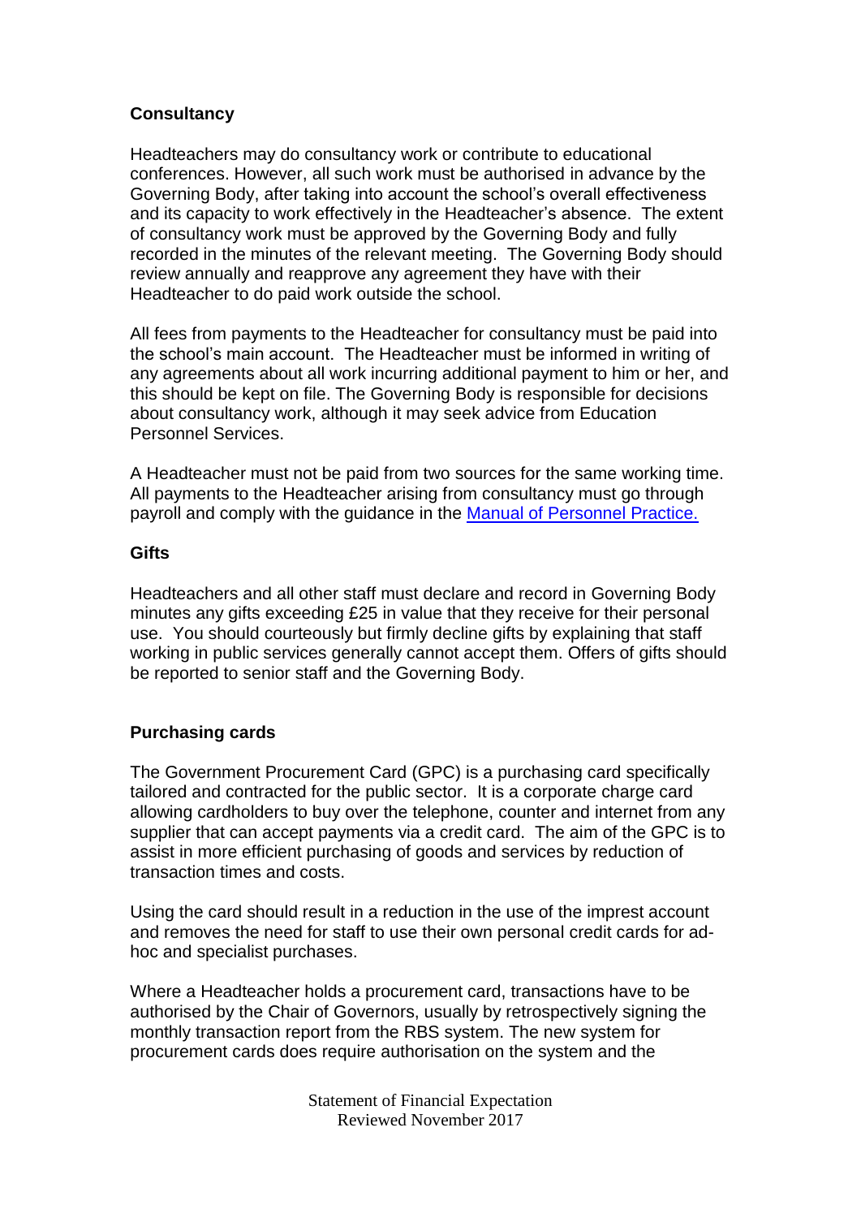### Consultancy

Headteachers may do consultancy work or contribute to educational conferences. However, all such work must be authorised in advance by the Governing Body, after taking into account the school's overall effectiveness and its capacity to work effectively in the Headteacher's absence. The extent of consultancy work must be approved by the Governing Body and fully recorded in the minutes of the relevant meeting. The Governing Body should review annually and reapprove any agreement they have with their Headteacher to do paid work outside the school.

All fees from payments to the Headteacher for consultancy must be paid into the school's main account. The Headteacher must be informed in writing of any agreements about all work incurring additional payment to him or her, and this should be kept on file. The Governing Body is responsible for decisions about consultancy work, although it may seek advice from Education Personnel Services.

A Headteacher must not be paid from two sources for the same working time. All payments to the Headteacher arising from consultancy must go through payroll and comply with the guidance in the [Manual of Personnel Practice.]()

### Gifts

Headteachers and all other staff must declare and record in Governing Body minutes any gifts exceeding £25 in value that they receive for their personal use. You should courteously but firmly decline gifts by explaining that staff working in public services generally cannot accept them. Offers of gifts should be reported to senior staff and the Governing Body.

### Purchasing cards

The Government Procurement Card (GPC) is a purchasing card specifically tailored and contracted for the public sector. It is a corporate charge card allowing cardholders to buy over the telephone, counter and internet from any supplier that can accept payments via a credit card. The aim of the GPC is to assist in more efficient purchasing of goods and services by reduction of transaction times and costs.

Using the card should result in a reduction in the use of the imprest account and removes the need for staff to use their own personal credit cards for ad-hoc and specialist purchases.

Where a Headteacher holds a procurement card, transactions have to be authorised by the Chair of Governors, usually by retrospectively signing the monthly transaction report from the RBS system. The new system for procurement cards does require authorisation on the system and the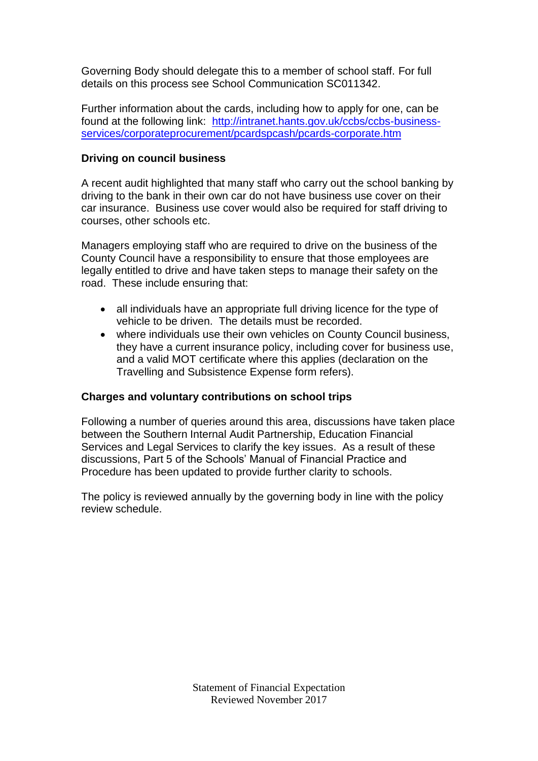Governing Body should delegate this to a member of school staff. For full details on this process see School Communication SC011342.

Further information about the cards, including how to apply for one, can be found at the following link: http://intranet.hants.gov.uk/ccbs/ccbs-business-services/corporateprocurement/pcardspcash/pcards-corporate.htm

**Driving on council business**

A recent audit highlighted that many staff who carry out the school banking by driving to the bank in their own car do not have business use cover on their car insurance. Business use cover would also be required for staff driving to courses, other schools etc.

Managers employing staff who are required to drive on the business of the County Council have a responsibility to ensure that those employees are legally entitled to drive and have taken steps to manage their safety on the road. These include ensuring that:

- all individuals have an appropriate full driving licence for the type of vehicle to be driven. The details must be recorded.
- where individuals use their own vehicles on County Council business, they have a current insurance policy, including cover for business use, and a valid MOT certificate where this applies (declaration on the Travelling and Subsistence Expense form refers).

**Charges and voluntary contributions on school trips**

Following a number of queries around this area, discussions have taken place between the Southern Internal Audit Partnership, Education Financial Services and Legal Services to clarify the key issues. As a result of these discussions, Part 5 of the Schools' Manual of Financial Practice and Procedure has been updated to provide further clarity to schools.

The policy is reviewed annually by the governing body in line with the policy review schedule.